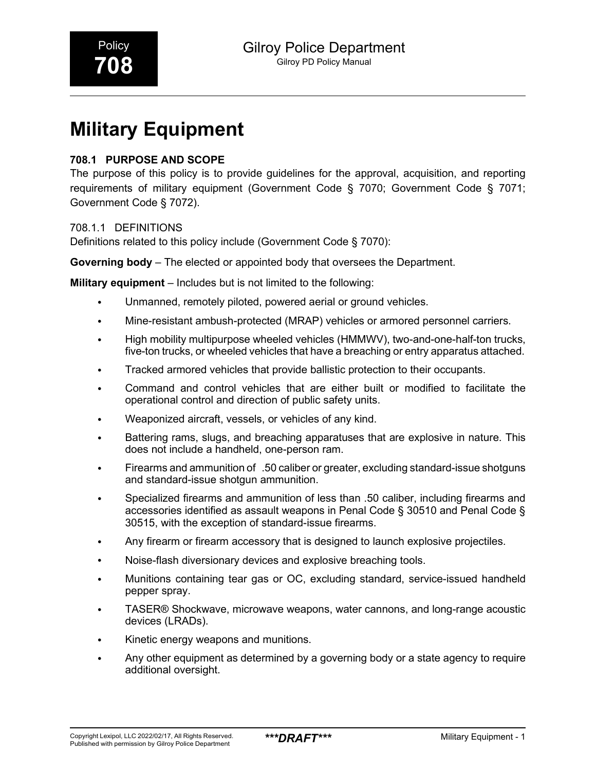# Military Equipment

## 708.1 PURPOSE AND SCOPE

The purpose of this policy is to provide guidelines for the approval, acquisition, and reporting requirements of military equipment (Government Code § 7070; Government Code § 7071; Government Code § 7072).

### 708.1.1 DEFINITIONS

Definitions related to this policy include (Government Code § 7070):

**Governing body** – The elected or appointed body that oversees the Department.

**Military equipment** – Includes but is not limited to the following:

- Unmanned, remotely piloted, powered aerial or ground vehicles.
- Mine-resistant ambush-protected (MRAP) vehicles or armored personnel carriers.
- High mobility multipurpose wheeled vehicles (HMMWV), two-and-one-half-ton trucks, five-ton trucks, or wheeled vehicles that have a breaching or entry apparatus attached.
- Tracked armored vehicles that provide ballistic protection to their occupants.
- Command and control vehicles that are either built or modified to facilitate the operational control and direction of public safety units.
- Weaponized aircraft, vessels, or vehicles of any kind.
- Battering rams, slugs, and breaching apparatuses that are explosive in nature. This does not include a handheld, one-person ram.
- Firearms and ammunition of .50 caliber or greater, excluding standard-issue shotguns and standard-issue shotgun ammunition.
- Specialized firearms and ammunition of less than .50 caliber, including firearms and accessories identified as assault weapons in Penal Code § 30510 and Penal Code § 30515, with the exception of standard-issue firearms.
- Any firearm or firearm accessory that is designed to launch explosive projectiles.
- Noise-flash diversionary devices and explosive breaching tools.
- Munitions containing tear gas or OC, excluding standard, service-issued handheld pepper spray.
- TASER® Shockwave, microwave weapons, water cannons, and long-range acoustic devices (LRADs).
- Kinetic energy weapons and munitions.
- Any other equipment as determined by a governing body or a state agency to require additional oversight.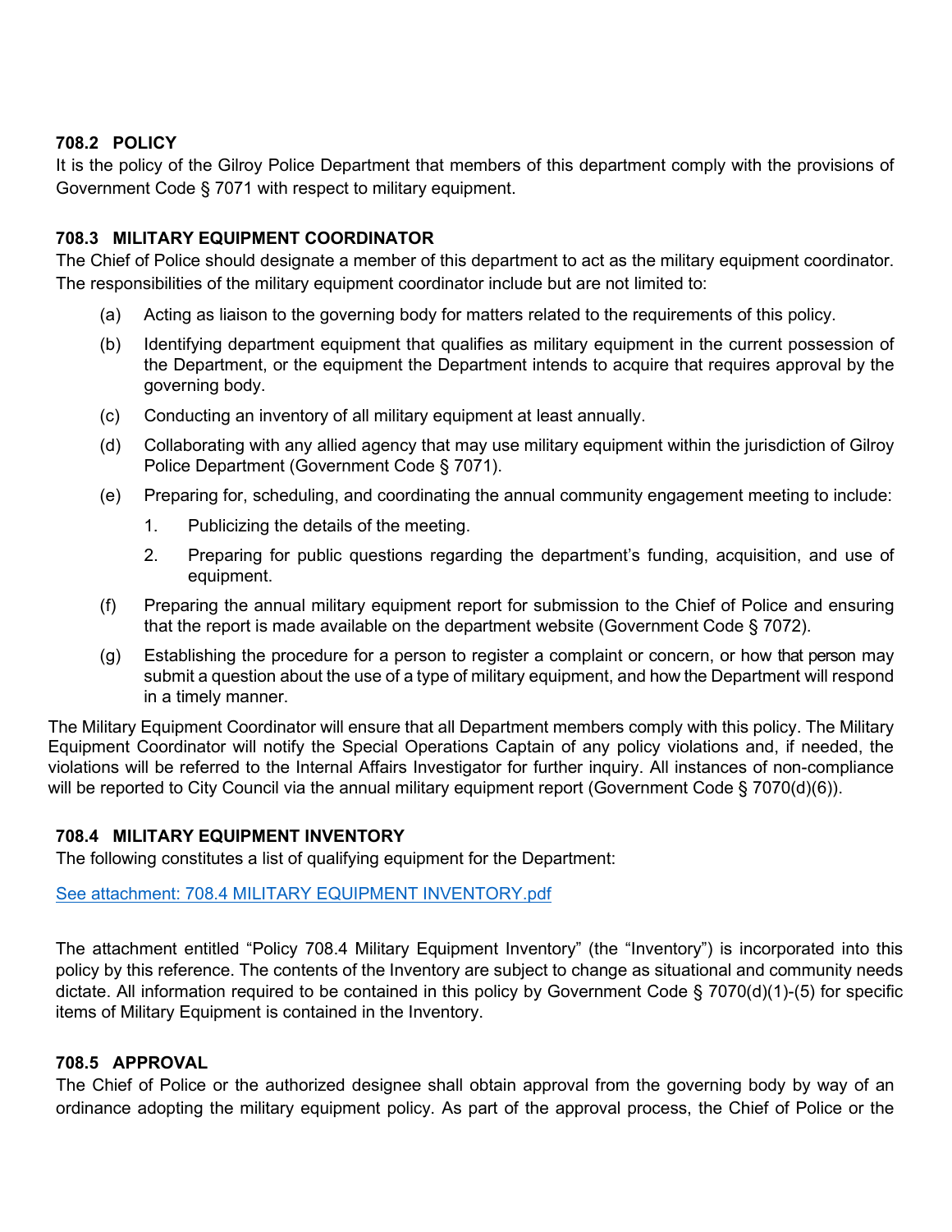### 708.2 POLICY

It is the policy of the Gilroy Police Department that members of this department comply with the provisions of Government Code § 7071 with respect to military equipment.

### 708.3 MILITARY EQUIPMENT COORDINATOR

The Chief of Police should designate a member of this department to act as the military equipment coordinator. The responsibilities of the military equipment coordinator include but are not limited to:

(a) Acting as liaison to the governing body for matters related to the requirements of this policy.

(b) Identifying department equipment that qualifies as military equipment in the current possession of the Department, or the equipment the Department intends to acquire that requires approval by the governing body.

(c) Conducting an inventory of all military equipment at least annually.

(d) Collaborating with any allied agency that may use military equipment within the jurisdiction of Gilroy Police Department (Government Code § 7071).

(e) Preparing for, scheduling, and coordinating the annual community engagement meeting to include:

1. Publicizing the details of the meeting.
2. Preparing for public questions regarding the department's funding, acquisition, and use of equipment.

(f) Preparing the annual military equipment report for submission to the Chief of Police and ensuring that the report is made available on the department website (Government Code § 7072).

(g) Establishing the procedure for a person to register a complaint or concern, or how that person may submit a question about the use of a type of military equipment, and how the Department will respond in a timely manner.

The Military Equipment Coordinator will ensure that all Department members comply with this policy. The Military Equipment Coordinator will notify the Special Operations Captain of any policy violations and, if needed, the violations will be referred to the Internal Affairs Investigator for further inquiry. All instances of non-compliance will be reported to City Council via the annual military equipment report (Government Code § 7070(d)(6)).

### 708.4 MILITARY EQUIPMENT INVENTORY

The following constitutes a list of qualifying equipment for the Department:

See attachment: 708.4 MILITARY EQUIPMENT INVENTORY.pdf

The attachment entitled "Policy 708.4 Military Equipment Inventory" (the "Inventory") is incorporated into this policy by this reference. The contents of the Inventory are subject to change as situational and community needs dictate. All information required to be contained in this policy by Government Code § 7070(d)(1)-(5) for specific items of Military Equipment is contained in the Inventory.

### 708.5 APPROVAL

The Chief of Police or the authorized designee shall obtain approval from the governing body by way of an ordinance adopting the military equipment policy. As part of the approval process, the Chief of Police or the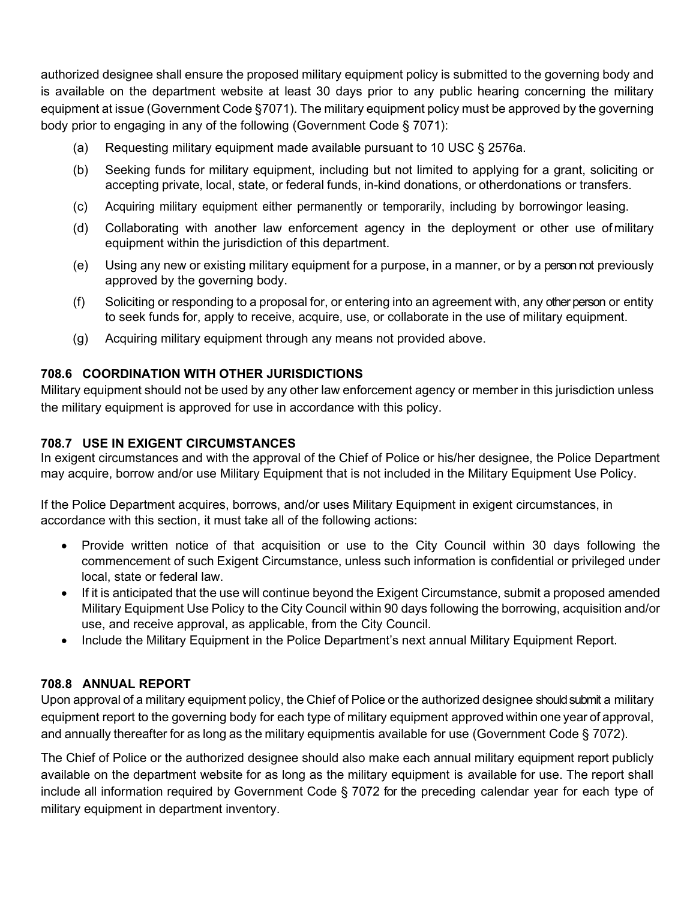authorized designee shall ensure the proposed military equipment policy is submitted to the governing body and is available on the department website at least 30 days prior to any public hearing concerning the military equipment at issue (Government Code §7071). The military equipment policy must be approved by the governing body prior to engaging in any of the following (Government Code § 7071):

(a) Requesting military equipment made available pursuant to 10 USC § 2576a.

(b) Seeking funds for military equipment, including but not limited to applying for a grant, soliciting or accepting private, local, state, or federal funds, in-kind donations, or otherdonations or transfers.

(c) Acquiring military equipment either permanently or temporarily, including by borrowingor leasing.

(d) Collaborating with another law enforcement agency in the deployment or other use of military equipment within the jurisdiction of this department.

(e) Using any new or existing military equipment for a purpose, in a manner, or by a person not previously approved by the governing body.

(f) Soliciting or responding to a proposal for, or entering into an agreement with, any other person or entity to seek funds for, apply to receive, acquire, use, or collaborate in the use of military equipment.

(g) Acquiring military equipment through any means not provided above.

### 708.6 COORDINATION WITH OTHER JURISDICTIONS

Military equipment should not be used by any other law enforcement agency or member in this jurisdiction unless the military equipment is approved for use in accordance with this policy.

### 708.7 USE IN EXIGENT CIRCUMSTANCES

In exigent circumstances and with the approval of the Chief of Police or his/her designee, the Police Department may acquire, borrow and/or use Military Equipment that is not included in the Military Equipment Use Policy.

If the Police Department acquires, borrows, and/or uses Military Equipment in exigent circumstances, in accordance with this section, it must take all of the following actions:

- Provide written notice of that acquisition or use to the City Council within 30 days following the commencement of such Exigent Circumstance, unless such information is confidential or privileged under local, state or federal law.
- If it is anticipated that the use will continue beyond the Exigent Circumstance, submit a proposed amended Military Equipment Use Policy to the City Council within 90 days following the borrowing, acquisition and/or use, and receive approval, as applicable, from the City Council.
- Include the Military Equipment in the Police Department's next annual Military Equipment Report.

### 708.8 ANNUAL REPORT

Upon approval of a military equipment policy, the Chief of Police or the authorized designee should submit a military equipment report to the governing body for each type of military equipment approved within one year of approval, and annually thereafter for as long as the military equipmentis available for use (Government Code § 7072).

The Chief of Police or the authorized designee should also make each annual military equipment report publicly available on the department website for as long as the military equipment is available for use. The report shall include all information required by Government Code § 7072 for the preceding calendar year for each type of military equipment in department inventory.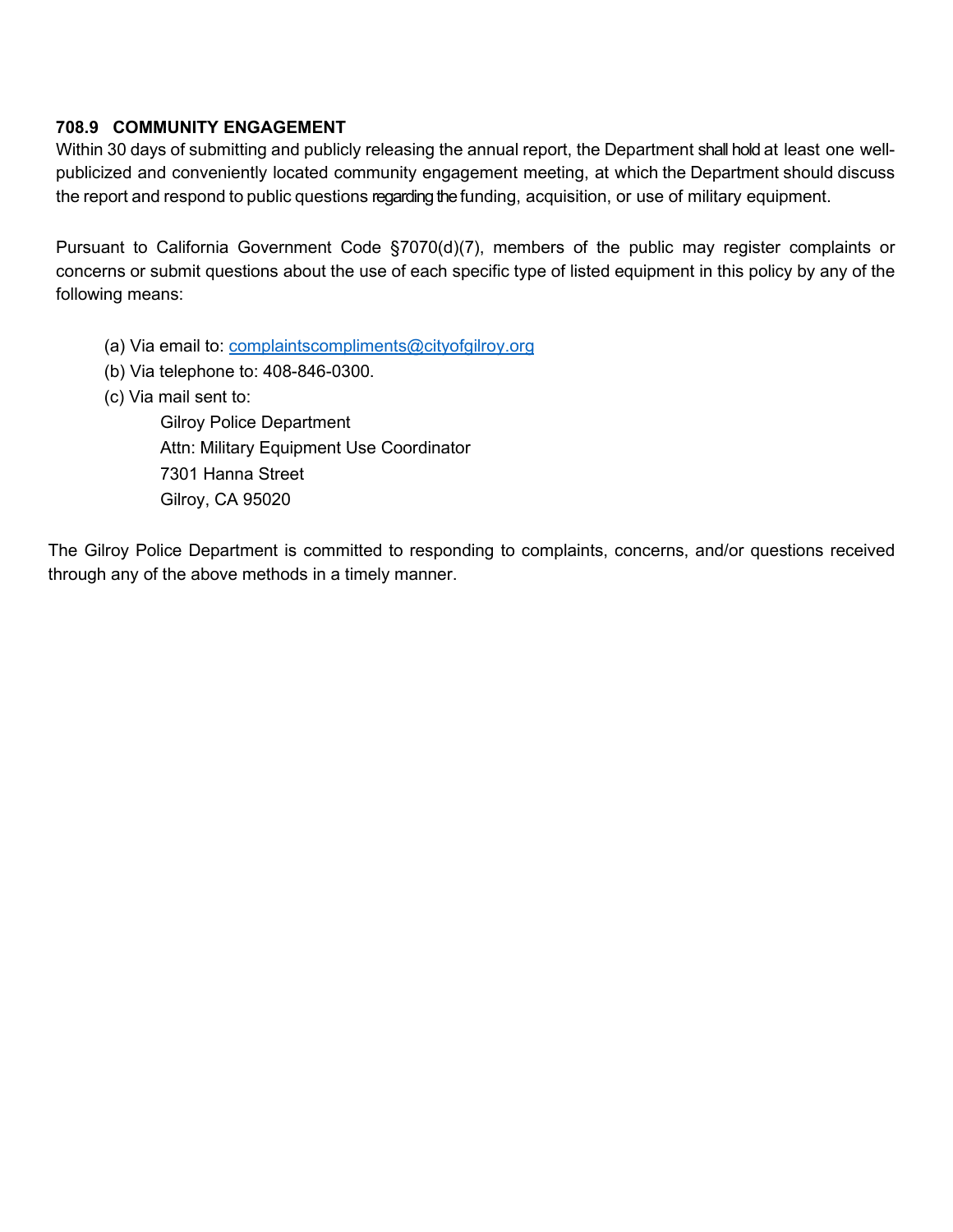### 708.9 COMMUNITY ENGAGEMENT

Within 30 days of submitting and publicly releasing the annual report, the Department shall hold at least one well-publicized and conveniently located community engagement meeting, at which the Department should discuss the report and respond to public questions regarding the funding, acquisition, or use of military equipment.

Pursuant to California Government Code §7070(d)(7), members of the public may register complaints or concerns or submit questions about the use of each specific type of listed equipment in this policy by any of the following means:

(a) Via email to: complaintscompliments@cityofgilroy.org

(b) Via telephone to: 408-846-0300.

(c) Via mail sent to:

Gilroy Police Department
Attn: Military Equipment Use Coordinator
7301 Hanna Street
Gilroy, CA 95020

The Gilroy Police Department is committed to responding to complaints, concerns, and/or questions received through any of the above methods in a timely manner.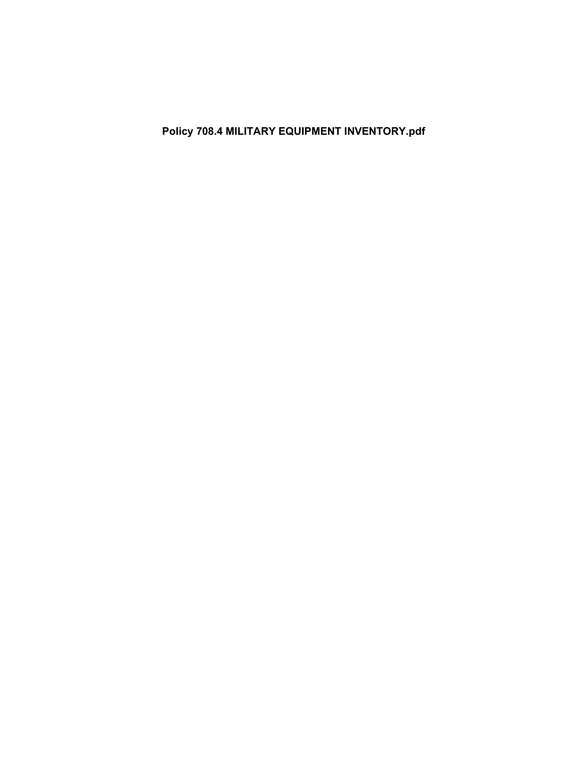**Policy 708.4 MILITARY EQUIPMENT INVENTORY.pdf**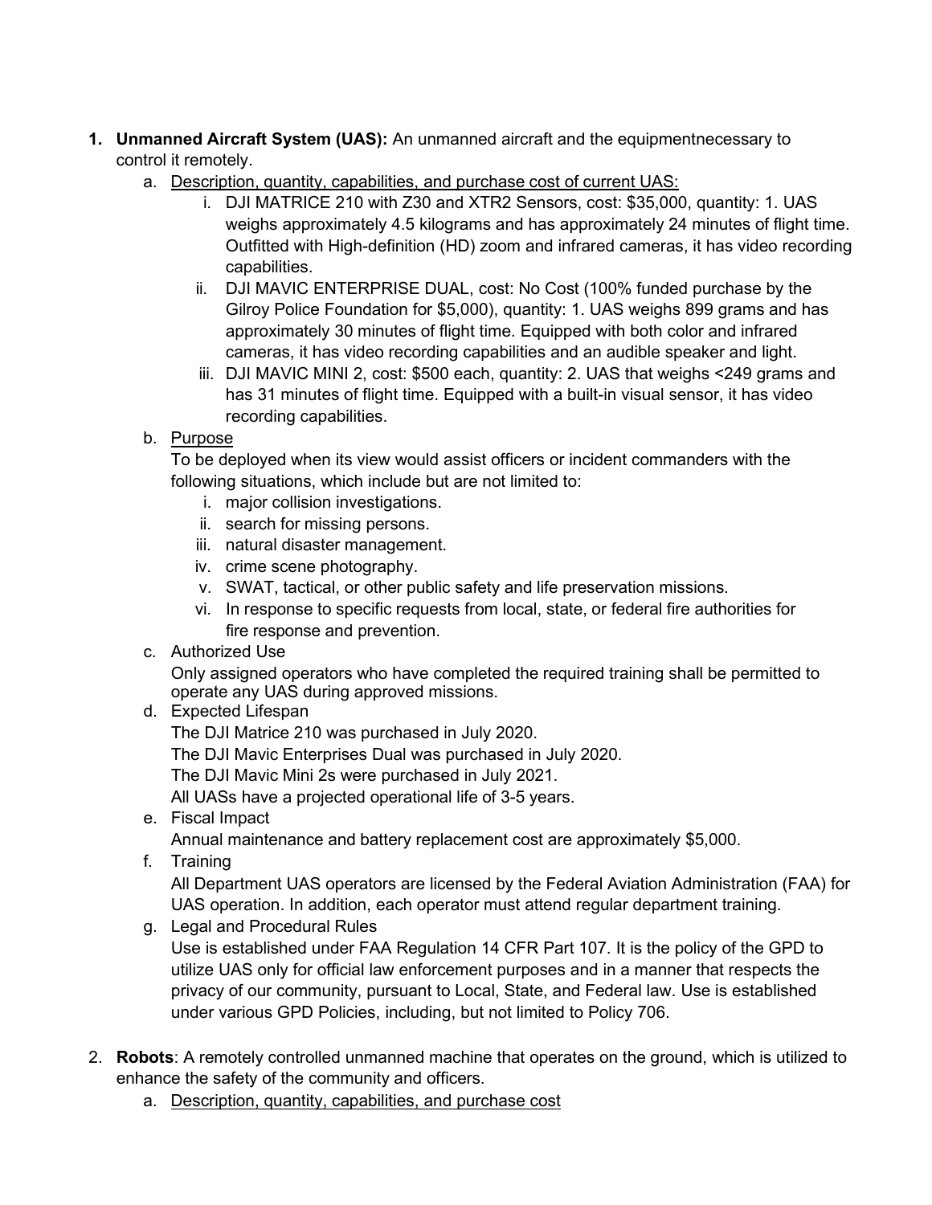1. **Unmanned Aircraft System (UAS):** An unmanned aircraft and the equipmentnecessary to control it remotely.
    a. Description, quantity, capabilities, and purchase cost of current UAS:
        i. DJI MATRICE 210 with Z30 and XTR2 Sensors, cost: $35,000, quantity: 1. UAS weighs approximately 4.5 kilograms and has approximately 24 minutes of flight time. Outfitted with High-definition (HD) zoom and infrared cameras, it has video recording capabilities.
        ii. DJI MAVIC ENTERPRISE DUAL, cost: No Cost (100% funded purchase by the Gilroy Police Foundation for $5,000), quantity: 1. UAS weighs 899 grams and has approximately 30 minutes of flight time. Equipped with both color and infrared cameras, it has video recording capabilities and an audible speaker and light.
        iii. DJI MAVIC MINI 2, cost: $500 each, quantity: 2. UAS that weighs <249 grams and has 31 minutes of flight time. Equipped with a built-in visual sensor, it has video recording capabilities.

    b. Purpose

        To be deployed when its view would assist officers or incident commanders with the following situations, which include but are not limited to:
        i. major collision investigations.
        ii. search for missing persons.
        iii. natural disaster management.
        iv. crime scene photography.
        v. SWAT, tactical, or other public safety and life preservation missions.
        vi. In response to specific requests from local, state, or federal fire authorities for fire response and prevention.

    c. Authorized Use

        Only assigned operators who have completed the required training shall be permitted to operate any UAS during approved missions.

    d. Expected Lifespan

        The DJI Matrice 210 was purchased in July 2020.
        The DJI Mavic Enterprises Dual was purchased in July 2020.
        The DJI Mavic Mini 2s were purchased in July 2021.
        All UASs have a projected operational life of 3-5 years.

    e. Fiscal Impact

        Annual maintenance and battery replacement cost are approximately $5,000.

    f. Training

        All Department UAS operators are licensed by the Federal Aviation Administration (FAA) for UAS operation. In addition, each operator must attend regular department training.

    g. Legal and Procedural Rules

        Use is established under FAA Regulation 14 CFR Part 107. It is the policy of the GPD to utilize UAS only for official law enforcement purposes and in a manner that respects the privacy of our community, pursuant to Local, State, and Federal law. Use is established under various GPD Policies, including, but not limited to Policy 706.

2. **Robots**: A remotely controlled unmanned machine that operates on the ground, which is utilized to enhance the safety of the community and officers.
    a. Description, quantity, capabilities, and purchase cost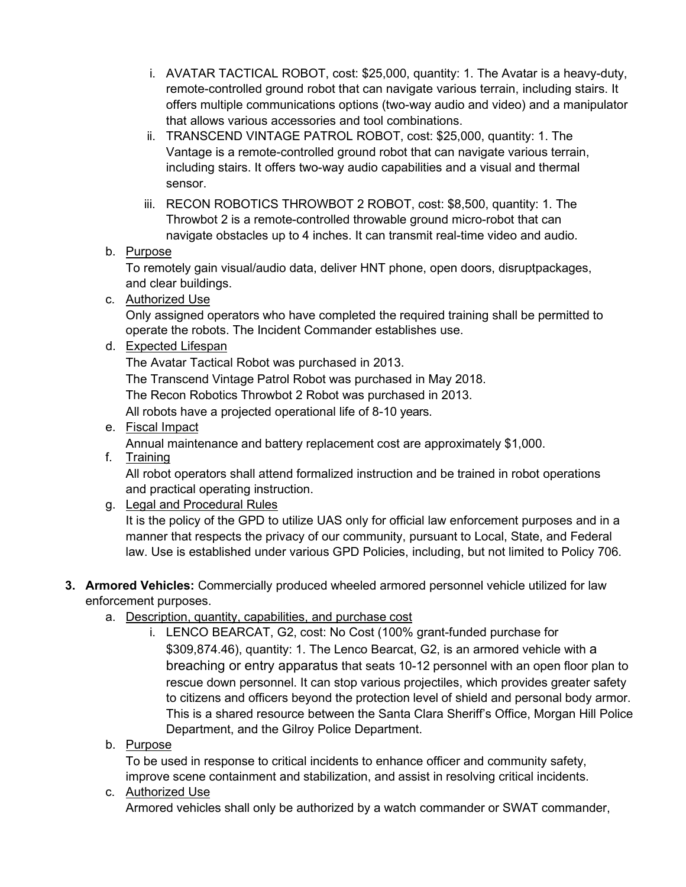i. AVATAR TACTICAL ROBOT, cost: $25,000, quantity: 1. The Avatar is a heavy-duty, remote-controlled ground robot that can navigate various terrain, including stairs. It offers multiple communications options (two-way audio and video) and a manipulator that allows various accessories and tool combinations.

ii. TRANSCEND VINTAGE PATROL ROBOT, cost: $25,000, quantity: 1. The Vantage is a remote-controlled ground robot that can navigate various terrain, including stairs. It offers two-way audio capabilities and a visual and thermal sensor.

iii. RECON ROBOTICS THROWBOT 2 ROBOT, cost: $8,500, quantity: 1. The Throwbot 2 is a remote-controlled throwable ground micro-robot that can navigate obstacles up to 4 inches. It can transmit real-time video and audio.

b. Purpose

To remotely gain visual/audio data, deliver HNT phone, open doors, disruptpackages, and clear buildings.

c. Authorized Use

Only assigned operators who have completed the required training shall be permitted to operate the robots. The Incident Commander establishes use.

d. Expected Lifespan

The Avatar Tactical Robot was purchased in 2013.
The Transcend Vintage Patrol Robot was purchased in May 2018.
The Recon Robotics Throwbot 2 Robot was purchased in 2013.
All robots have a projected operational life of 8-10 years.

e. Fiscal Impact

Annual maintenance and battery replacement cost are approximately $1,000.

f. Training

All robot operators shall attend formalized instruction and be trained in robot operations and practical operating instruction.

g. Legal and Procedural Rules

It is the policy of the GPD to utilize UAS only for official law enforcement purposes and in a manner that respects the privacy of our community, pursuant to Local, State, and Federal law. Use is established under various GPD Policies, including, but not limited to Policy 706.

**3. Armored Vehicles:** Commercially produced wheeled armored personnel vehicle utilized for law enforcement purposes.

a. Description, quantity, capabilities, and purchase cost

i. LENCO BEARCAT, G2, cost: No Cost (100% grant-funded purchase for $309,874.46), quantity: 1. The Lenco Bearcat, G2, is an armored vehicle with a breaching or entry apparatus that seats 10-12 personnel with an open floor plan to rescue down personnel. It can stop various projectiles, which provides greater safety to citizens and officers beyond the protection level of shield and personal body armor. This is a shared resource between the Santa Clara Sheriff's Office, Morgan Hill Police Department, and the Gilroy Police Department.

b. Purpose

To be used in response to critical incidents to enhance officer and community safety, improve scene containment and stabilization, and assist in resolving critical incidents.

c. Authorized Use

Armored vehicles shall only be authorized by a watch commander or SWAT commander,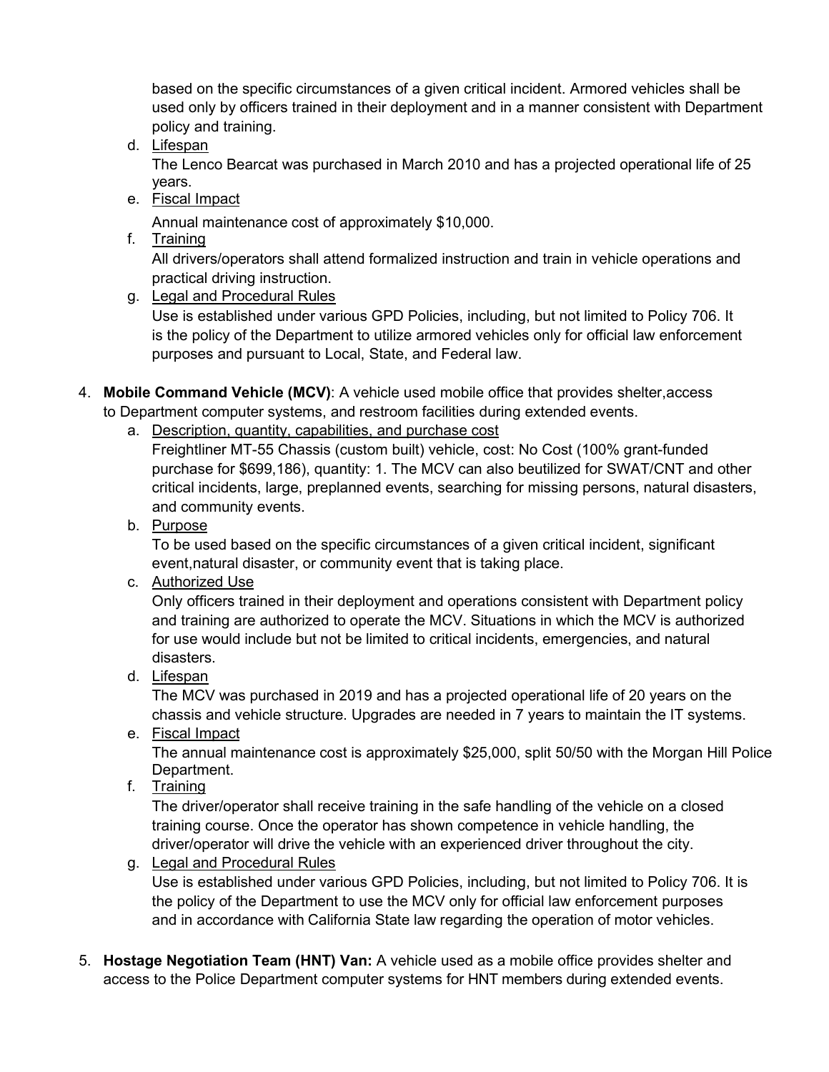based on the specific circumstances of a given critical incident. Armored vehicles shall be used only by officers trained in their deployment and in a manner consistent with Department policy and training.

d. Lifespan
   The Lenco Bearcat was purchased in March 2010 and has a projected operational life of 25 years.

e. Fiscal Impact
   Annual maintenance cost of approximately $10,000.

f. Training
   All drivers/operators shall attend formalized instruction and train in vehicle operations and practical driving instruction.

g. Legal and Procedural Rules
   Use is established under various GPD Policies, including, but not limited to Policy 706. It is the policy of the Department to utilize armored vehicles only for official law enforcement purposes and pursuant to Local, State, and Federal law.

4. **Mobile Command Vehicle (MCV)**: A vehicle used mobile office that provides shelter,access to Department computer systems, and restroom facilities during extended events.

   a. Description, quantity, capabilities, and purchase cost
      Freightliner MT-55 Chassis (custom built) vehicle, cost: No Cost (100% grant-funded purchase for $699,186), quantity: 1. The MCV can also beutilized for SWAT/CNT and other critical incidents, large, preplanned events, searching for missing persons, natural disasters, and community events.

   b. Purpose
      To be used based on the specific circumstances of a given critical incident, significant event,natural disaster, or community event that is taking place.

   c. Authorized Use
      Only officers trained in their deployment and operations consistent with Department policy and training are authorized to operate the MCV. Situations in which the MCV is authorized for use would include but not be limited to critical incidents, emergencies, and natural disasters.

   d. Lifespan
      The MCV was purchased in 2019 and has a projected operational life of 20 years on the chassis and vehicle structure. Upgrades are needed in 7 years to maintain the IT systems.

   e. Fiscal Impact
      The annual maintenance cost is approximately $25,000, split 50/50 with the Morgan Hill Police Department.

   f. Training
      The driver/operator shall receive training in the safe handling of the vehicle on a closed training course. Once the operator has shown competence in vehicle handling, the driver/operator will drive the vehicle with an experienced driver throughout the city.

   g. Legal and Procedural Rules
      Use is established under various GPD Policies, including, but not limited to Policy 706. It is the policy of the Department to use the MCV only for official law enforcement purposes and in accordance with California State law regarding the operation of motor vehicles.

5. **Hostage Negotiation Team (HNT) Van:** A vehicle used as a mobile office provides shelter and access to the Police Department computer systems for HNT members during extended events.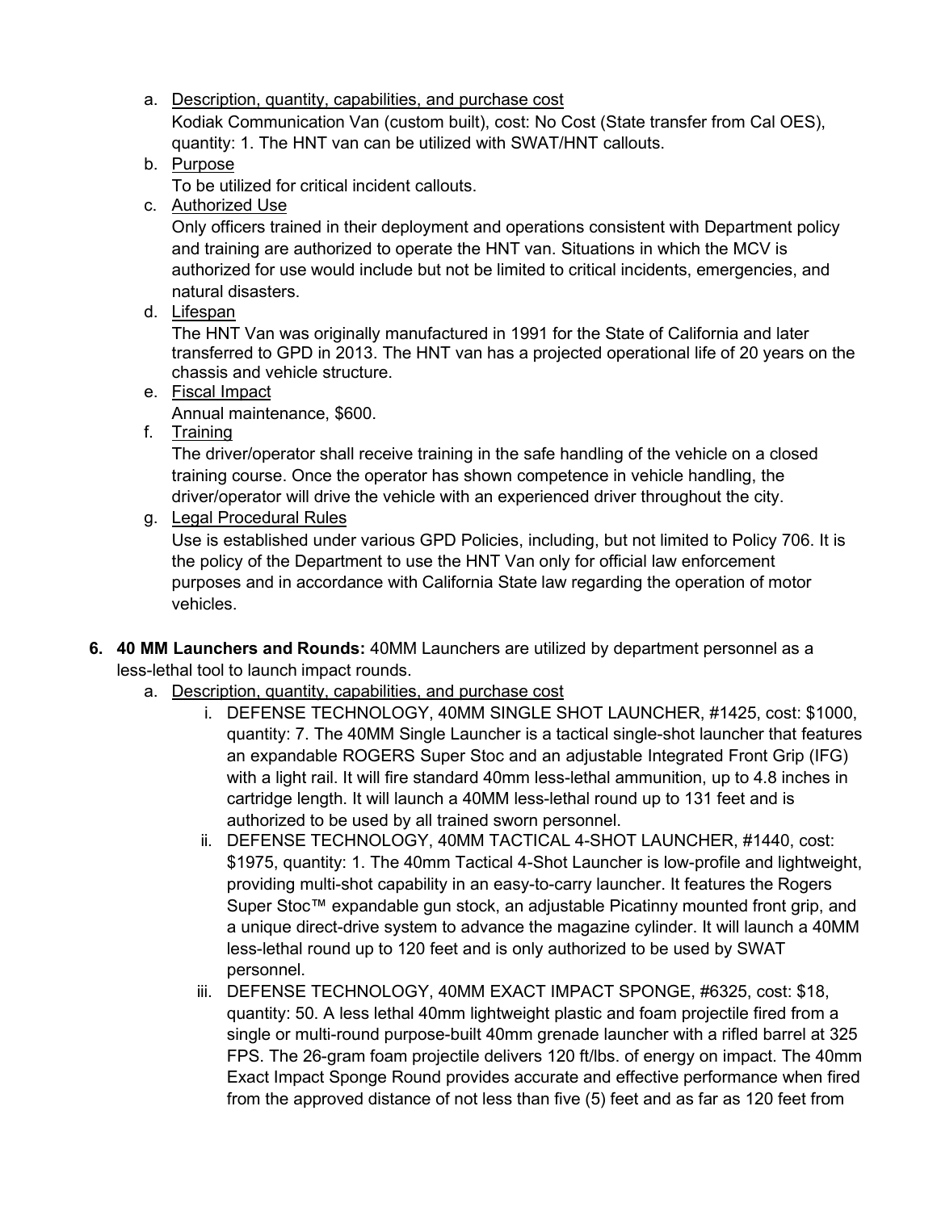a. Description, quantity, capabilities, and purchase cost

   Kodiak Communication Van (custom built), cost: No Cost (State transfer from Cal OES), quantity: 1. The HNT van can be utilized with SWAT/HNT callouts.

b. Purpose

   To be utilized for critical incident callouts.

c. Authorized Use

   Only officers trained in their deployment and operations consistent with Department policy and training are authorized to operate the HNT van. Situations in which the MCV is authorized for use would include but not be limited to critical incidents, emergencies, and natural disasters.

d. Lifespan

   The HNT Van was originally manufactured in 1991 for the State of California and later transferred to GPD in 2013. The HNT van has a projected operational life of 20 years on the chassis and vehicle structure.

e. Fiscal Impact

   Annual maintenance, $600.

f. Training

   The driver/operator shall receive training in the safe handling of the vehicle on a closed training course. Once the operator has shown competence in vehicle handling, the driver/operator will drive the vehicle with an experienced driver throughout the city.

g. Legal Procedural Rules

   Use is established under various GPD Policies, including, but not limited to Policy 706. It is the policy of the Department to use the HNT Van only for official law enforcement purposes and in accordance with California State law regarding the operation of motor vehicles.

**6. 40 MM Launchers and Rounds:** 40MM Launchers are utilized by department personnel as a less-lethal tool to launch impact rounds.

a. Description, quantity, capabilities, and purchase cost

   i. DEFENSE TECHNOLOGY, 40MM SINGLE SHOT LAUNCHER, #1425, cost: $1000, quantity: 7. The 40MM Single Launcher is a tactical single-shot launcher that features an expandable ROGERS Super Stoc and an adjustable Integrated Front Grip (IFG) with a light rail. It will fire standard 40mm less-lethal ammunition, up to 4.8 inches in cartridge length. It will launch a 40MM less-lethal round up to 131 feet and is authorized to be used by all trained sworn personnel.

   ii. DEFENSE TECHNOLOGY, 40MM TACTICAL 4-SHOT LAUNCHER, #1440, cost: $1975, quantity: 1. The 40mm Tactical 4-Shot Launcher is low-profile and lightweight, providing multi-shot capability in an easy-to-carry launcher. It features the Rogers Super Stoc™ expandable gun stock, an adjustable Picatinny mounted front grip, and a unique direct-drive system to advance the magazine cylinder. It will launch a 40MM less-lethal round up to 120 feet and is only authorized to be used by SWAT personnel.

   iii. DEFENSE TECHNOLOGY, 40MM EXACT IMPACT SPONGE, #6325, cost: $18, quantity: 50. A less lethal 40mm lightweight plastic and foam projectile fired from a single or multi-round purpose-built 40mm grenade launcher with a rifled barrel at 325 FPS. The 26-gram foam projectile delivers 120 ft/lbs. of energy on impact. The 40mm Exact Impact Sponge Round provides accurate and effective performance when fired from the approved distance of not less than five (5) feet and as far as 120 feet from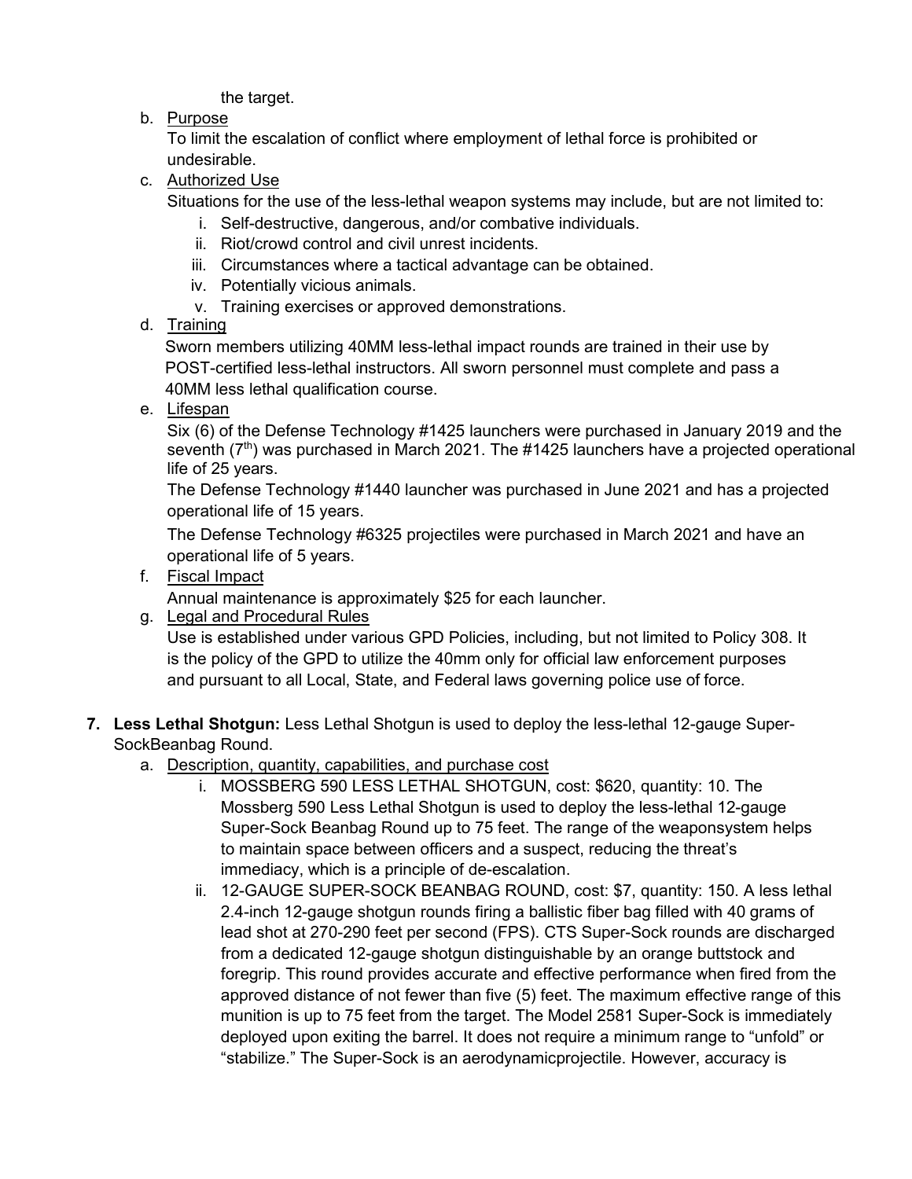the target.

b. Purpose

To limit the escalation of conflict where employment of lethal force is prohibited or undesirable.

c. Authorized Use

Situations for the use of the less-lethal weapon systems may include, but are not limited to:

i. Self-destructive, dangerous, and/or combative individuals.
ii. Riot/crowd control and civil unrest incidents.
iii. Circumstances where a tactical advantage can be obtained.
iv. Potentially vicious animals.
v. Training exercises or approved demonstrations.

d. Training

Sworn members utilizing 40MM less-lethal impact rounds are trained in their use by POST-certified less-lethal instructors. All sworn personnel must complete and pass a 40MM less lethal qualification course.

e. Lifespan

Six (6) of the Defense Technology #1425 launchers were purchased in January 2019 and the seventh (7th) was purchased in March 2021. The #1425 launchers have a projected operational life of 25 years.

The Defense Technology #1440 launcher was purchased in June 2021 and has a projected operational life of 15 years.

The Defense Technology #6325 projectiles were purchased in March 2021 and have an operational life of 5 years.

f. Fiscal Impact

Annual maintenance is approximately $25 for each launcher.

g. Legal and Procedural Rules

Use is established under various GPD Policies, including, but not limited to Policy 308. It is the policy of the GPD to utilize the 40mm only for official law enforcement purposes and pursuant to all Local, State, and Federal laws governing police use of force.

**7. Less Lethal Shotgun:** Less Lethal Shotgun is used to deploy the less-lethal 12-gauge Super-SockBeanbag Round.

a. Description, quantity, capabilities, and purchase cost

i. MOSSBERG 590 LESS LETHAL SHOTGUN, cost: $620, quantity: 10. The Mossberg 590 Less Lethal Shotgun is used to deploy the less-lethal 12-gauge Super-Sock Beanbag Round up to 75 feet. The range of the weaponsystem helps to maintain space between officers and a suspect, reducing the threat's immediacy, which is a principle of de-escalation.

ii. 12-GAUGE SUPER-SOCK BEANBAG ROUND, cost: $7, quantity: 150. A less lethal 2.4-inch 12-gauge shotgun rounds firing a ballistic fiber bag filled with 40 grams of lead shot at 270-290 feet per second (FPS). CTS Super-Sock rounds are discharged from a dedicated 12-gauge shotgun distinguishable by an orange buttstock and foregrip. This round provides accurate and effective performance when fired from the approved distance of not fewer than five (5) feet. The maximum effective range of this munition is up to 75 feet from the target. The Model 2581 Super-Sock is immediately deployed upon exiting the barrel. It does not require a minimum range to "unfold" or "stabilize." The Super-Sock is an aerodynamicprojectile. However, accuracy is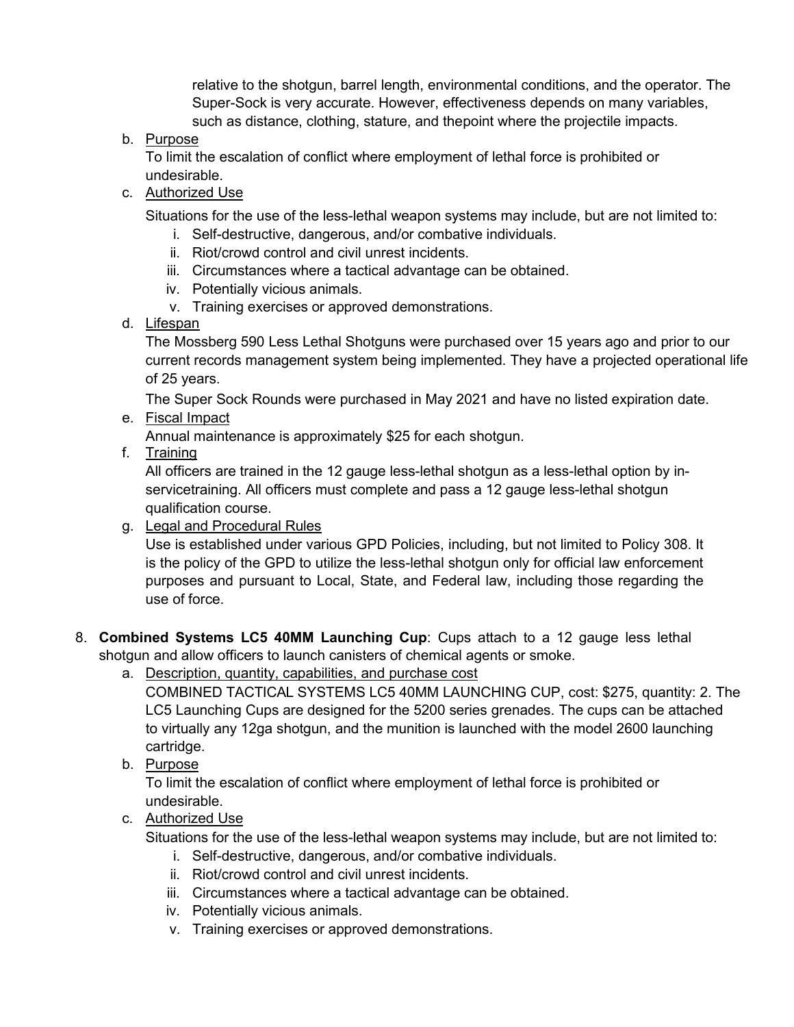relative to the shotgun, barrel length, environmental conditions, and the operator. The Super-Sock is very accurate. However, effectiveness depends on many variables, such as distance, clothing, stature, and thepoint where the projectile impacts.

b. Purpose

To limit the escalation of conflict where employment of lethal force is prohibited or undesirable.

c. Authorized Use

Situations for the use of the less-lethal weapon systems may include, but are not limited to:

i. Self-destructive, dangerous, and/or combative individuals.
ii. Riot/crowd control and civil unrest incidents.
iii. Circumstances where a tactical advantage can be obtained.
iv. Potentially vicious animals.
v. Training exercises or approved demonstrations.

d. Lifespan

The Mossberg 590 Less Lethal Shotguns were purchased over 15 years ago and prior to our current records management system being implemented. They have a projected operational life of 25 years.

The Super Sock Rounds were purchased in May 2021 and have no listed expiration date.

e. Fiscal Impact

Annual maintenance is approximately $25 for each shotgun.

f. Training

All officers are trained in the 12 gauge less-lethal shotgun as a less-lethal option by in-servicetraining. All officers must complete and pass a 12 gauge less-lethal shotgun qualification course.

g. Legal and Procedural Rules

Use is established under various GPD Policies, including, but not limited to Policy 308. It is the policy of the GPD to utilize the less-lethal shotgun only for official law enforcement purposes and pursuant to Local, State, and Federal law, including those regarding the use of force.

8. **Combined Systems LC5 40MM Launching Cup**: Cups attach to a 12 gauge less lethal shotgun and allow officers to launch canisters of chemical agents or smoke.

a. Description, quantity, capabilities, and purchase cost

COMBINED TACTICAL SYSTEMS LC5 40MM LAUNCHING CUP, cost: $275, quantity: 2. The LC5 Launching Cups are designed for the 5200 series grenades. The cups can be attached to virtually any 12ga shotgun, and the munition is launched with the model 2600 launching cartridge.

b. Purpose

To limit the escalation of conflict where employment of lethal force is prohibited or undesirable.

c. Authorized Use

Situations for the use of the less-lethal weapon systems may include, but are not limited to:

i. Self-destructive, dangerous, and/or combative individuals.
ii. Riot/crowd control and civil unrest incidents.
iii. Circumstances where a tactical advantage can be obtained.
iv. Potentially vicious animals.
v. Training exercises or approved demonstrations.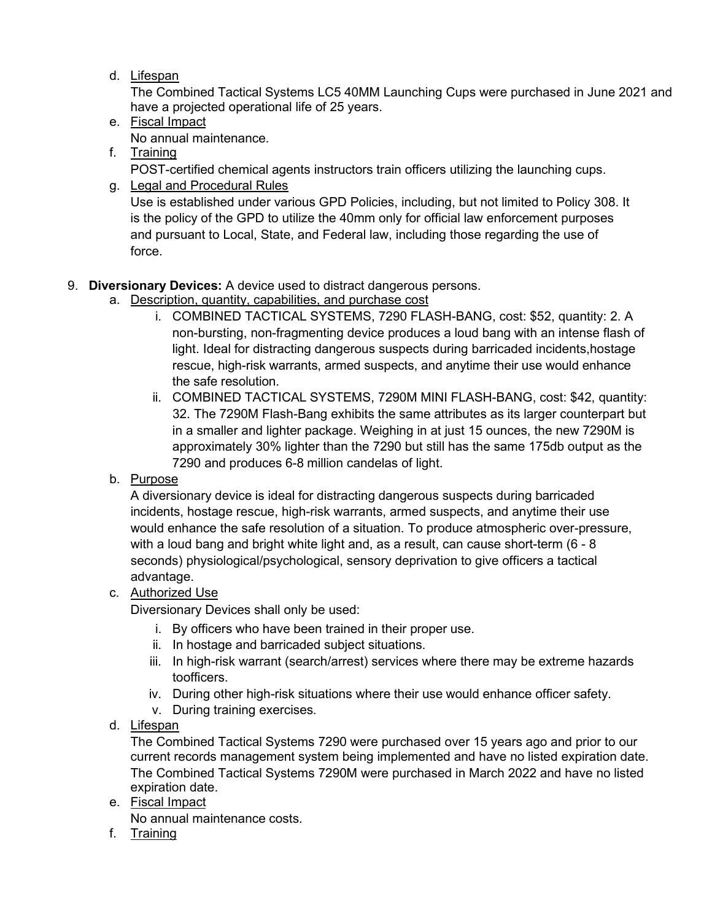d. Lifespan

   The Combined Tactical Systems LC5 40MM Launching Cups were purchased in June 2021 and have a projected operational life of 25 years.

e. Fiscal Impact

   No annual maintenance.

f. Training

   POST-certified chemical agents instructors train officers utilizing the launching cups.

g. Legal and Procedural Rules

   Use is established under various GPD Policies, including, but not limited to Policy 308. It is the policy of the GPD to utilize the 40mm only for official law enforcement purposes and pursuant to Local, State, and Federal law, including those regarding the use of force.

9. **Diversionary Devices:** A device used to distract dangerous persons.

   a. Description, quantity, capabilities, and purchase cost

      i. COMBINED TACTICAL SYSTEMS, 7290 FLASH-BANG, cost: $52, quantity: 2. A non-bursting, non-fragmenting device produces a loud bang with an intense flash of light. Ideal for distracting dangerous suspects during barricaded incidents,hostage rescue, high-risk warrants, armed suspects, and anytime their use would enhance the safe resolution.

      ii. COMBINED TACTICAL SYSTEMS, 7290M MINI FLASH-BANG, cost: $42, quantity: 32. The 7290M Flash-Bang exhibits the same attributes as its larger counterpart but in a smaller and lighter package. Weighing in at just 15 ounces, the new 7290M is approximately 30% lighter than the 7290 but still has the same 175db output as the 7290 and produces 6-8 million candelas of light.

   b. Purpose

      A diversionary device is ideal for distracting dangerous suspects during barricaded incidents, hostage rescue, high-risk warrants, armed suspects, and anytime their use would enhance the safe resolution of a situation. To produce atmospheric over-pressure, with a loud bang and bright white light and, as a result, can cause short-term (6 - 8 seconds) physiological/psychological, sensory deprivation to give officers a tactical advantage.

   c. Authorized Use

      Diversionary Devices shall only be used:

      i. By officers who have been trained in their proper use.
      ii. In hostage and barricaded subject situations.
      iii. In high-risk warrant (search/arrest) services where there may be extreme hazards toofficers.
      iv. During other high-risk situations where their use would enhance officer safety.
      v. During training exercises.

   d. Lifespan

      The Combined Tactical Systems 7290 were purchased over 15 years ago and prior to our current records management system being implemented and have no listed expiration date. The Combined Tactical Systems 7290M were purchased in March 2022 and have no listed expiration date.

   e. Fiscal Impact

      No annual maintenance costs.

   f. Training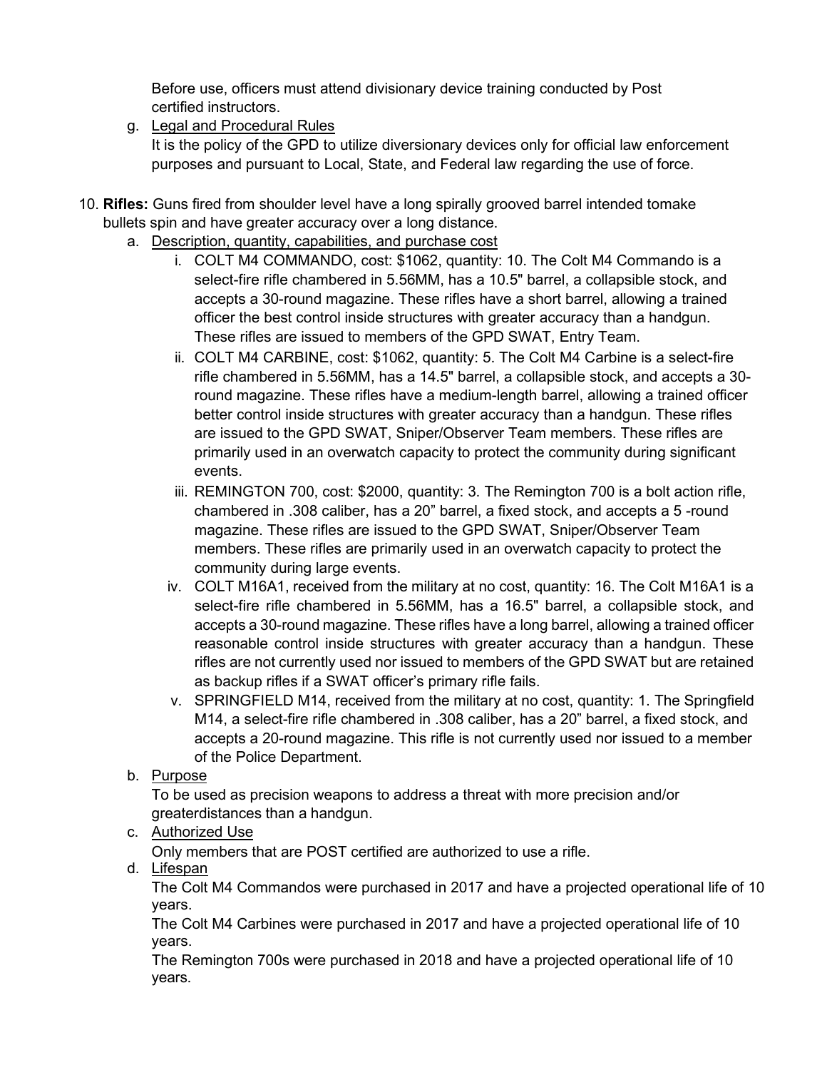Before use, officers must attend divisionary device training conducted by Post certified instructors.

g. Legal and Procedural Rules
   It is the policy of the GPD to utilize diversionary devices only for official law enforcement purposes and pursuant to Local, State, and Federal law regarding the use of force.

10. **Rifles:** Guns fired from shoulder level have a long spirally grooved barrel intended tomake bullets spin and have greater accuracy over a long distance.
    a. Description, quantity, capabilities, and purchase cost
       i. COLT M4 COMMANDO, cost: $1062, quantity: 10. The Colt M4 Commando is a select-fire rifle chambered in 5.56MM, has a 10.5" barrel, a collapsible stock, and accepts a 30-round magazine. These rifles have a short barrel, allowing a trained officer the best control inside structures with greater accuracy than a handgun. These rifles are issued to members of the GPD SWAT, Entry Team.
       ii. COLT M4 CARBINE, cost: $1062, quantity: 5. The Colt M4 Carbine is a select-fire rifle chambered in 5.56MM, has a 14.5" barrel, a collapsible stock, and accepts a 30-round magazine. These rifles have a medium-length barrel, allowing a trained officer better control inside structures with greater accuracy than a handgun. These rifles are issued to the GPD SWAT, Sniper/Observer Team members. These rifles are primarily used in an overwatch capacity to protect the community during significant events.
       iii. REMINGTON 700, cost: $2000, quantity: 3. The Remington 700 is a bolt action rifle, chambered in .308 caliber, has a 20" barrel, a fixed stock, and accepts a 5 -round magazine. These rifles are issued to the GPD SWAT, Sniper/Observer Team members. These rifles are primarily used in an overwatch capacity to protect the community during large events.
       iv. COLT M16A1, received from the military at no cost, quantity: 16. The Colt M16A1 is a select-fire rifle chambered in 5.56MM, has a 16.5" barrel, a collapsible stock, and accepts a 30-round magazine. These rifles have a long barrel, allowing a trained officer reasonable control inside structures with greater accuracy than a handgun. These rifles are not currently used nor issued to members of the GPD SWAT but are retained as backup rifles if a SWAT officer's primary rifle fails.
       v. SPRINGFIELD M14, received from the military at no cost, quantity: 1. The Springfield M14, a select-fire rifle chambered in .308 caliber, has a 20" barrel, a fixed stock, and accepts a 20-round magazine. This rifle is not currently used nor issued to a member of the Police Department.
    b. Purpose
       To be used as precision weapons to address a threat with more precision and/or greaterdistances than a handgun.
    c. Authorized Use
       Only members that are POST certified are authorized to use a rifle.
    d. Lifespan
       The Colt M4 Commandos were purchased in 2017 and have a projected operational life of 10 years.
       The Colt M4 Carbines were purchased in 2017 and have a projected operational life of 10 years.
       The Remington 700s were purchased in 2018 and have a projected operational life of 10 years.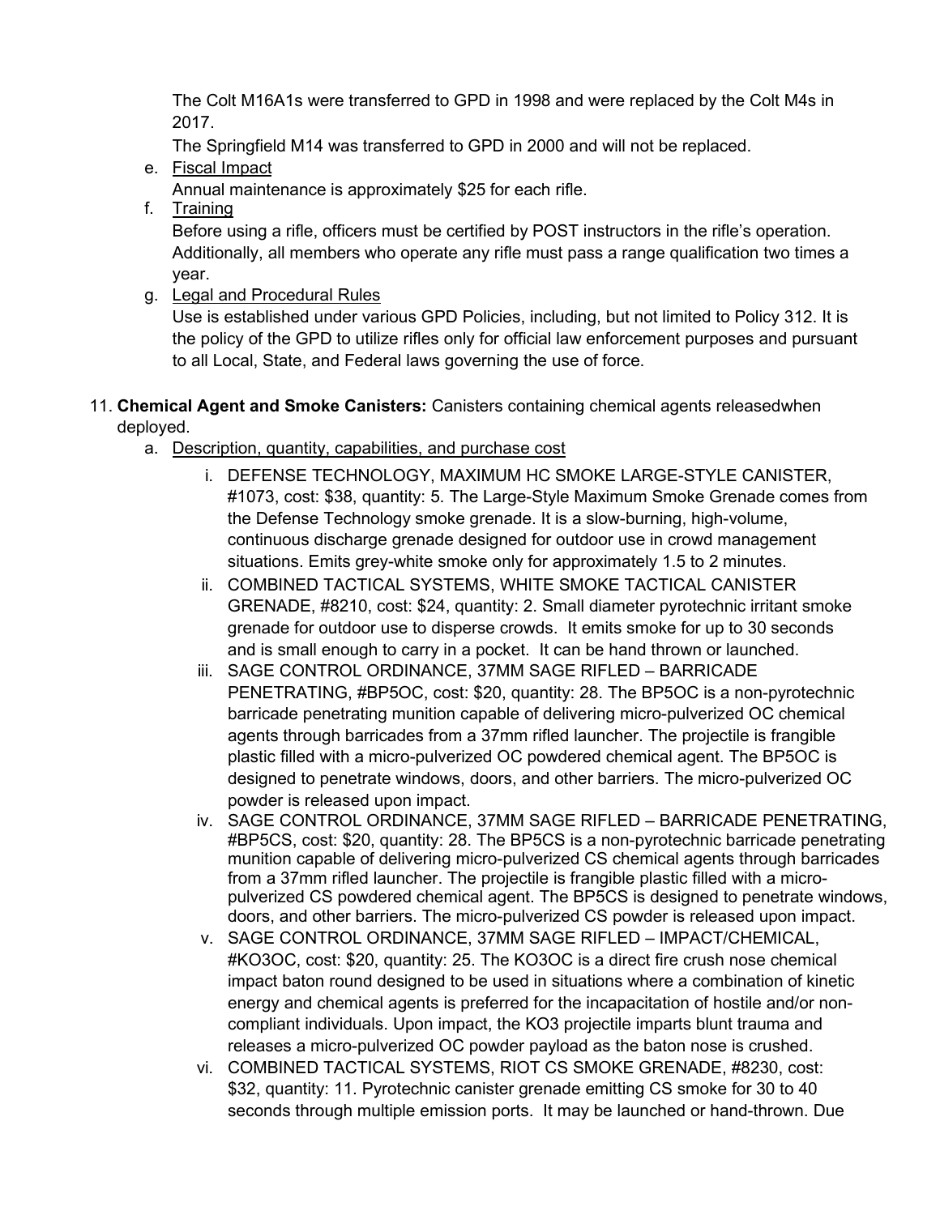The Colt M16A1s were transferred to GPD in 1998 and were replaced by the Colt M4s in 2017.

The Springfield M14 was transferred to GPD in 2000 and will not be replaced.

e. Fiscal Impact

Annual maintenance is approximately $25 for each rifle.

f. Training

Before using a rifle, officers must be certified by POST instructors in the rifle's operation. Additionally, all members who operate any rifle must pass a range qualification two times a year.

g. Legal and Procedural Rules

Use is established under various GPD Policies, including, but not limited to Policy 312. It is the policy of the GPD to utilize rifles only for official law enforcement purposes and pursuant to all Local, State, and Federal laws governing the use of force.

11. **Chemical Agent and Smoke Canisters:** Canisters containing chemical agents releasedwhen deployed.

    a. Description, quantity, capabilities, and purchase cost

       i. DEFENSE TECHNOLOGY, MAXIMUM HC SMOKE LARGE-STYLE CANISTER, #1073, cost: $38, quantity: 5. The Large-Style Maximum Smoke Grenade comes from the Defense Technology smoke grenade. It is a slow-burning, high-volume, continuous discharge grenade designed for outdoor use in crowd management situations. Emits grey-white smoke only for approximately 1.5 to 2 minutes.

       ii. COMBINED TACTICAL SYSTEMS, WHITE SMOKE TACTICAL CANISTER GRENADE, #8210, cost: $24, quantity: 2. Small diameter pyrotechnic irritant smoke grenade for outdoor use to disperse crowds. It emits smoke for up to 30 seconds and is small enough to carry in a pocket. It can be hand thrown or launched.

       iii. SAGE CONTROL ORDINANCE, 37MM SAGE RIFLED – BARRICADE PENETRATING, #BP5OC, cost: $20, quantity: 28. The BP5OC is a non-pyrotechnic barricade penetrating munition capable of delivering micro-pulverized OC chemical agents through barricades from a 37mm rifled launcher. The projectile is frangible plastic filled with a micro-pulverized OC powdered chemical agent. The BP5OC is designed to penetrate windows, doors, and other barriers. The micro-pulverized OC powder is released upon impact.

       iv. SAGE CONTROL ORDINANCE, 37MM SAGE RIFLED – BARRICADE PENETRATING, #BP5CS, cost: $20, quantity: 28. The BP5CS is a non-pyrotechnic barricade penetrating munition capable of delivering micro-pulverized CS chemical agents through barricades from a 37mm rifled launcher. The projectile is frangible plastic filled with a micro-pulverized CS powdered chemical agent. The BP5CS is designed to penetrate windows, doors, and other barriers. The micro-pulverized CS powder is released upon impact.

       v. SAGE CONTROL ORDINANCE, 37MM SAGE RIFLED – IMPACT/CHEMICAL, #KO3OC, cost: $20, quantity: 25. The KO3OC is a direct fire crush nose chemical impact baton round designed to be used in situations where a combination of kinetic energy and chemical agents is preferred for the incapacitation of hostile and/or non-compliant individuals. Upon impact, the KO3 projectile imparts blunt trauma and releases a micro-pulverized OC powder payload as the baton nose is crushed.

       vi. COMBINED TACTICAL SYSTEMS, RIOT CS SMOKE GRENADE, #8230, cost: $32, quantity: 11. Pyrotechnic canister grenade emitting CS smoke for 30 to 40 seconds through multiple emission ports. It may be launched or hand-thrown. Due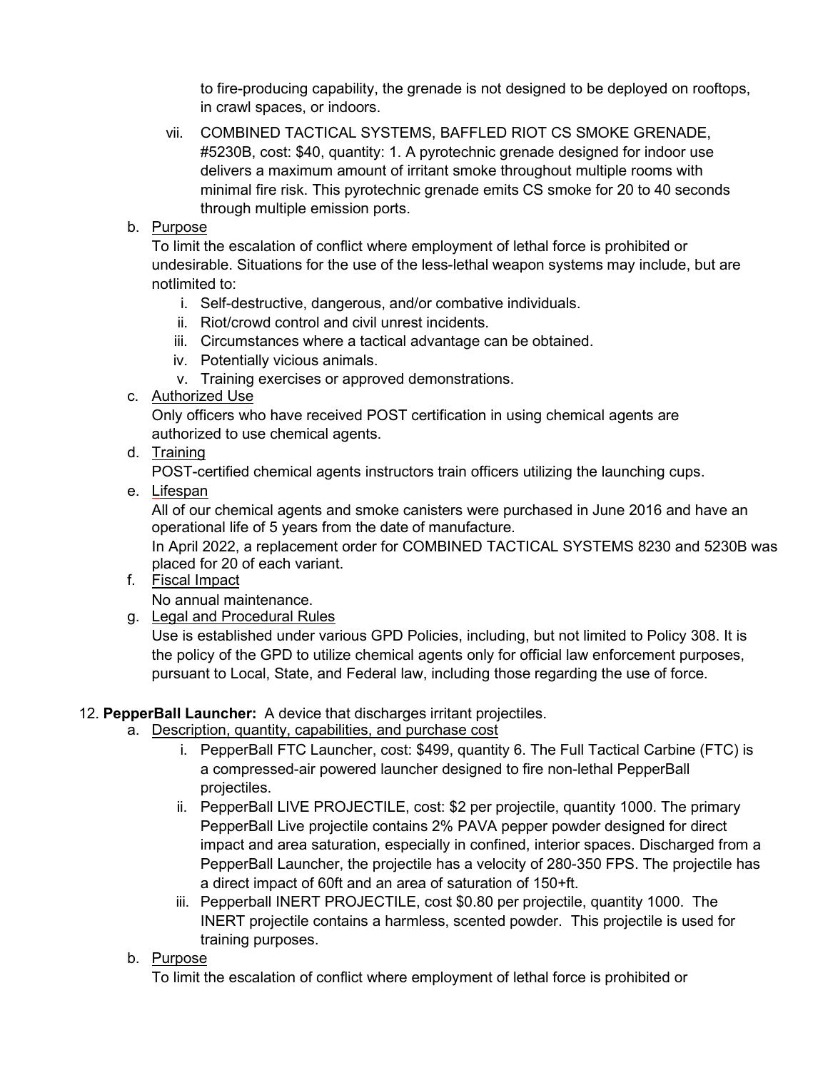to fire-producing capability, the grenade is not designed to be deployed on rooftops, in crawl spaces, or indoors.

vii. COMBINED TACTICAL SYSTEMS, BAFFLED RIOT CS SMOKE GRENADE, #5230B, cost: $40, quantity: 1. A pyrotechnic grenade designed for indoor use delivers a maximum amount of irritant smoke throughout multiple rooms with minimal fire risk. This pyrotechnic grenade emits CS smoke for 20 to 40 seconds through multiple emission ports.

b. <u>Purpose</u>

To limit the escalation of conflict where employment of lethal force is prohibited or undesirable. Situations for the use of the less-lethal weapon systems may include, but are notlimited to:

i. Self-destructive, dangerous, and/or combative individuals.
ii. Riot/crowd control and civil unrest incidents.
iii. Circumstances where a tactical advantage can be obtained.
iv. Potentially vicious animals.
v. Training exercises or approved demonstrations.

c. <u>Authorized Use</u>

Only officers who have received POST certification in using chemical agents are authorized to use chemical agents.

d. <u>Training</u>

POST-certified chemical agents instructors train officers utilizing the launching cups.

e. <u>Lifespan</u>

All of our chemical agents and smoke canisters were purchased in June 2016 and have an operational life of 5 years from the date of manufacture.

In April 2022, a replacement order for COMBINED TACTICAL SYSTEMS 8230 and 5230B was placed for 20 of each variant.

f. <u>Fiscal Impact</u>

No annual maintenance.

g. <u>Legal and Procedural Rules</u>

Use is established under various GPD Policies, including, but not limited to Policy 308. It is the policy of the GPD to utilize chemical agents only for official law enforcement purposes, pursuant to Local, State, and Federal law, including those regarding the use of force.

12. **PepperBall Launcher:** A device that discharges irritant projectiles.

a. <u>Description, quantity, capabilities, and purchase cost</u>

i. PepperBall FTC Launcher, cost: $499, quantity 6. The Full Tactical Carbine (FTC) is a compressed-air powered launcher designed to fire non-lethal PepperBall projectiles.
ii. PepperBall LIVE PROJECTILE, cost: $2 per projectile, quantity 1000. The primary PepperBall Live projectile contains 2% PAVA pepper powder designed for direct impact and area saturation, especially in confined, interior spaces. Discharged from a PepperBall Launcher, the projectile has a velocity of 280-350 FPS. The projectile has a direct impact of 60ft and an area of saturation of 150+ft.
iii. Pepperball INERT PROJECTILE, cost $0.80 per projectile, quantity 1000. The INERT projectile contains a harmless, scented powder. This projectile is used for training purposes.

b. <u>Purpose</u>

To limit the escalation of conflict where employment of lethal force is prohibited or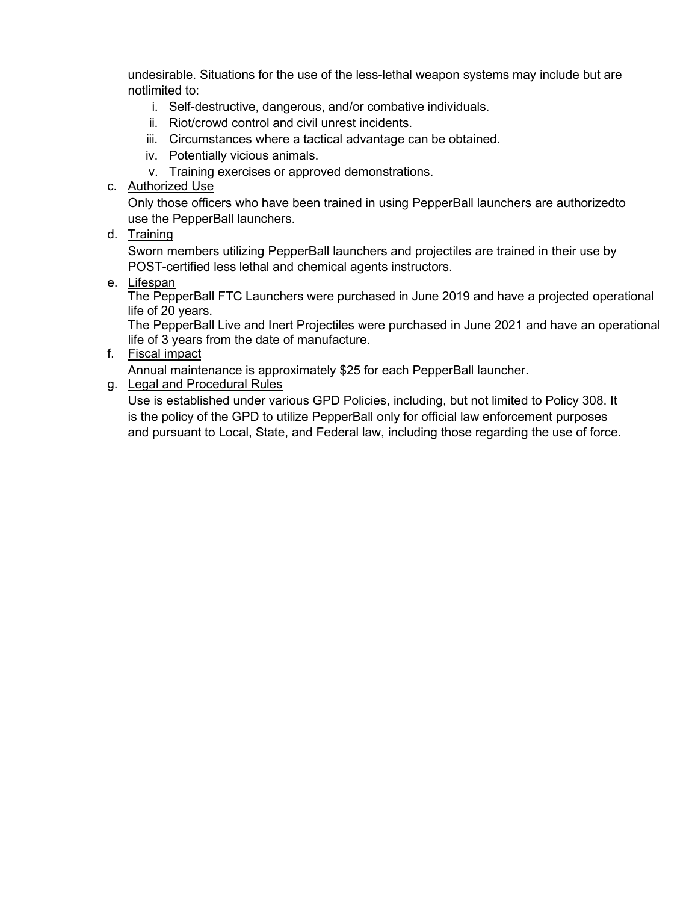undesirable. Situations for the use of the less-lethal weapon systems may include but are notlimited to:

i. Self-destructive, dangerous, and/or combative individuals.
ii. Riot/crowd control and civil unrest incidents.
iii. Circumstances where a tactical advantage can be obtained.
iv. Potentially vicious animals.
v. Training exercises or approved demonstrations.

c. Authorized Use

Only those officers who have been trained in using PepperBall launchers are authorizedto use the PepperBall launchers.

d. Training

Sworn members utilizing PepperBall launchers and projectiles are trained in their use by POST-certified less lethal and chemical agents instructors.

e. Lifespan

The PepperBall FTC Launchers were purchased in June 2019 and have a projected operational life of 20 years.

The PepperBall Live and Inert Projectiles were purchased in June 2021 and have an operational life of 3 years from the date of manufacture.

f. Fiscal impact

Annual maintenance is approximately $25 for each PepperBall launcher.

g. Legal and Procedural Rules

Use is established under various GPD Policies, including, but not limited to Policy 308. It is the policy of the GPD to utilize PepperBall only for official law enforcement purposes and pursuant to Local, State, and Federal law, including those regarding the use of force.